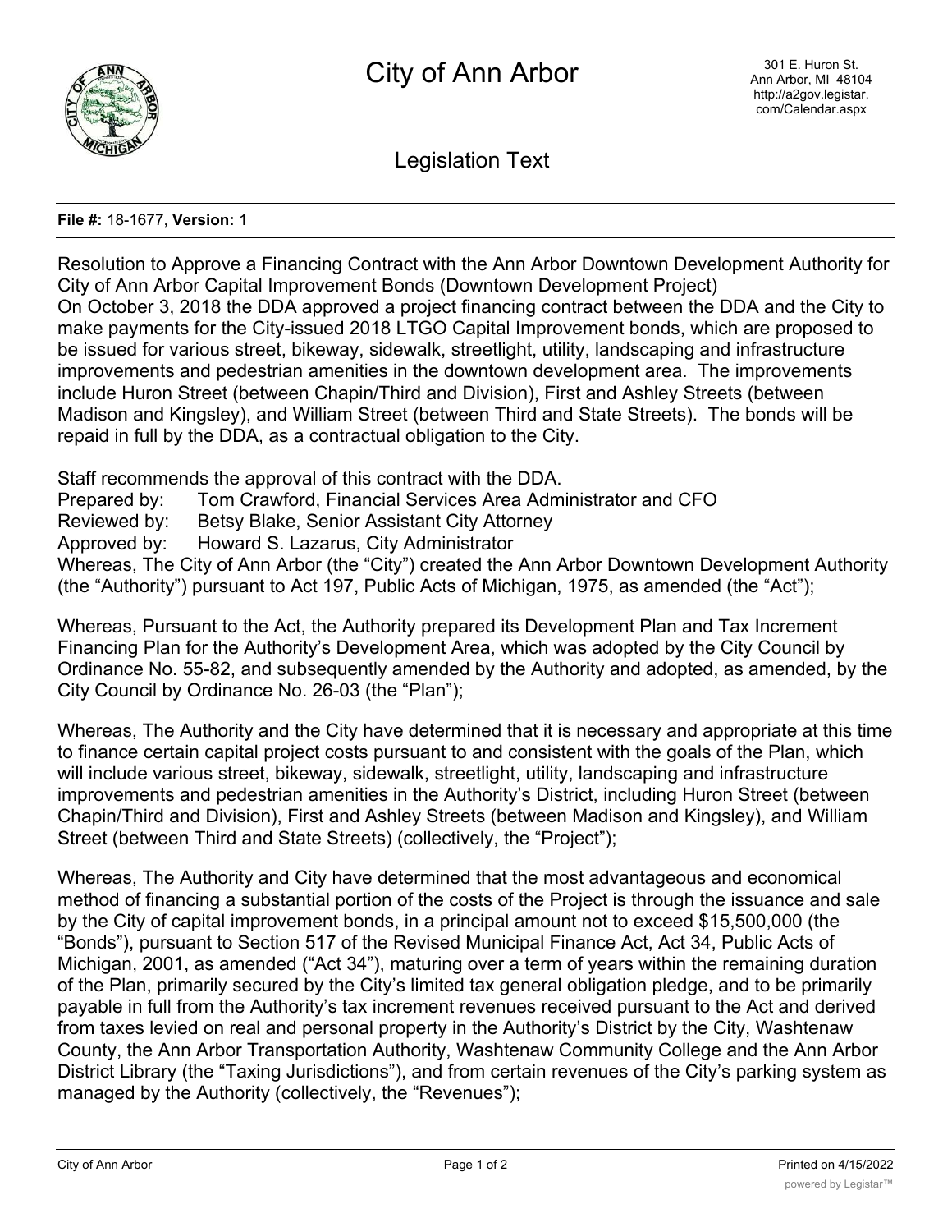# City of Ann Arbor

301 E. Huron St.
Ann Arbor, MI 48104
http://a2gov.legistar.com/Calendar.aspx

## Legislation Text

**File #:** 18-1677, **Version:** 1

Resolution to Approve a Financing Contract with the Ann Arbor Downtown Development Authority for City of Ann Arbor Capital Improvement Bonds (Downtown Development Project)

On October 3, 2018 the DDA approved a project financing contract between the DDA and the City to make payments for the City-issued 2018 LTGO Capital Improvement bonds, which are proposed to be issued for various street, bikeway, sidewalk, streetlight, utility, landscaping and infrastructure improvements and pedestrian amenities in the downtown development area. The improvements include Huron Street (between Chapin/Third and Division), First and Ashley Streets (between Madison and Kingsley), and William Street (between Third and State Streets). The bonds will be repaid in full by the DDA, as a contractual obligation to the City.

Staff recommends the approval of this contract with the DDA.

Prepared by: Tom Crawford, Financial Services Area Administrator and CFO
Reviewed by: Betsy Blake, Senior Assistant City Attorney
Approved by: Howard S. Lazarus, City Administrator

Whereas, The City of Ann Arbor (the "City") created the Ann Arbor Downtown Development Authority (the "Authority") pursuant to Act 197, Public Acts of Michigan, 1975, as amended (the "Act");

Whereas, Pursuant to the Act, the Authority prepared its Development Plan and Tax Increment Financing Plan for the Authority's Development Area, which was adopted by the City Council by Ordinance No. 55-82, and subsequently amended by the Authority and adopted, as amended, by the City Council by Ordinance No. 26-03 (the "Plan");

Whereas, The Authority and the City have determined that it is necessary and appropriate at this time to finance certain capital project costs pursuant to and consistent with the goals of the Plan, which will include various street, bikeway, sidewalk, streetlight, utility, landscaping and infrastructure improvements and pedestrian amenities in the Authority's District, including Huron Street (between Chapin/Third and Division), First and Ashley Streets (between Madison and Kingsley), and William Street (between Third and State Streets) (collectively, the "Project");

Whereas, The Authority and City have determined that the most advantageous and economical method of financing a substantial portion of the costs of the Project is through the issuance and sale by the City of capital improvement bonds, in a principal amount not to exceed $15,500,000 (the "Bonds"), pursuant to Section 517 of the Revised Municipal Finance Act, Act 34, Public Acts of Michigan, 2001, as amended ("Act 34"), maturing over a term of years within the remaining duration of the Plan, primarily secured by the City's limited tax general obligation pledge, and to be primarily payable in full from the Authority's tax increment revenues received pursuant to the Act and derived from taxes levied on real and personal property in the Authority's District by the City, Washtenaw County, the Ann Arbor Transportation Authority, Washtenaw Community College and the Ann Arbor District Library (the "Taxing Jurisdictions"), and from certain revenues of the City's parking system as managed by the Authority (collectively, the "Revenues");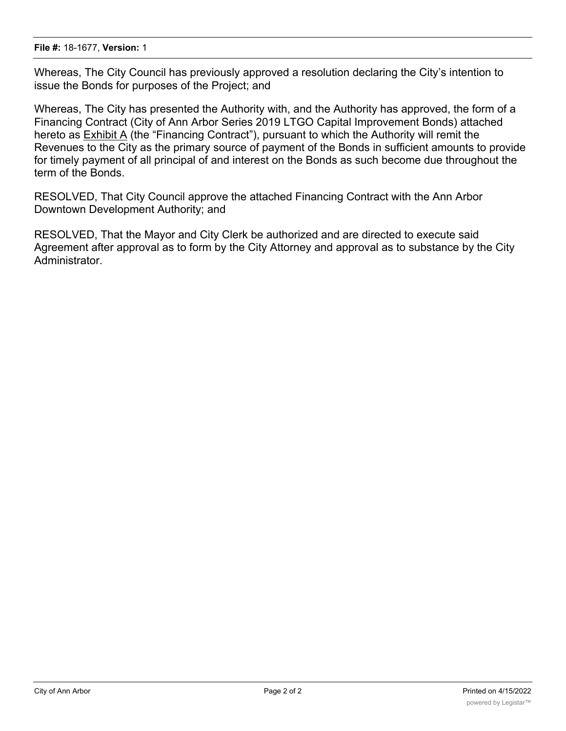Whereas, The City Council has previously approved a resolution declaring the City's intention to issue the Bonds for purposes of the Project; and

Whereas, The City has presented the Authority with, and the Authority has approved, the form of a Financing Contract (City of Ann Arbor Series 2019 LTGO Capital Improvement Bonds) attached hereto as Exhibit A (the "Financing Contract"), pursuant to which the Authority will remit the Revenues to the City as the primary source of payment of the Bonds in sufficient amounts to provide for timely payment of all principal of and interest on the Bonds as such become due throughout the term of the Bonds.

RESOLVED, That City Council approve the attached Financing Contract with the Ann Arbor Downtown Development Authority; and

RESOLVED, That the Mayor and City Clerk be authorized and are directed to execute said Agreement after approval as to form by the City Attorney and approval as to substance by the City Administrator.